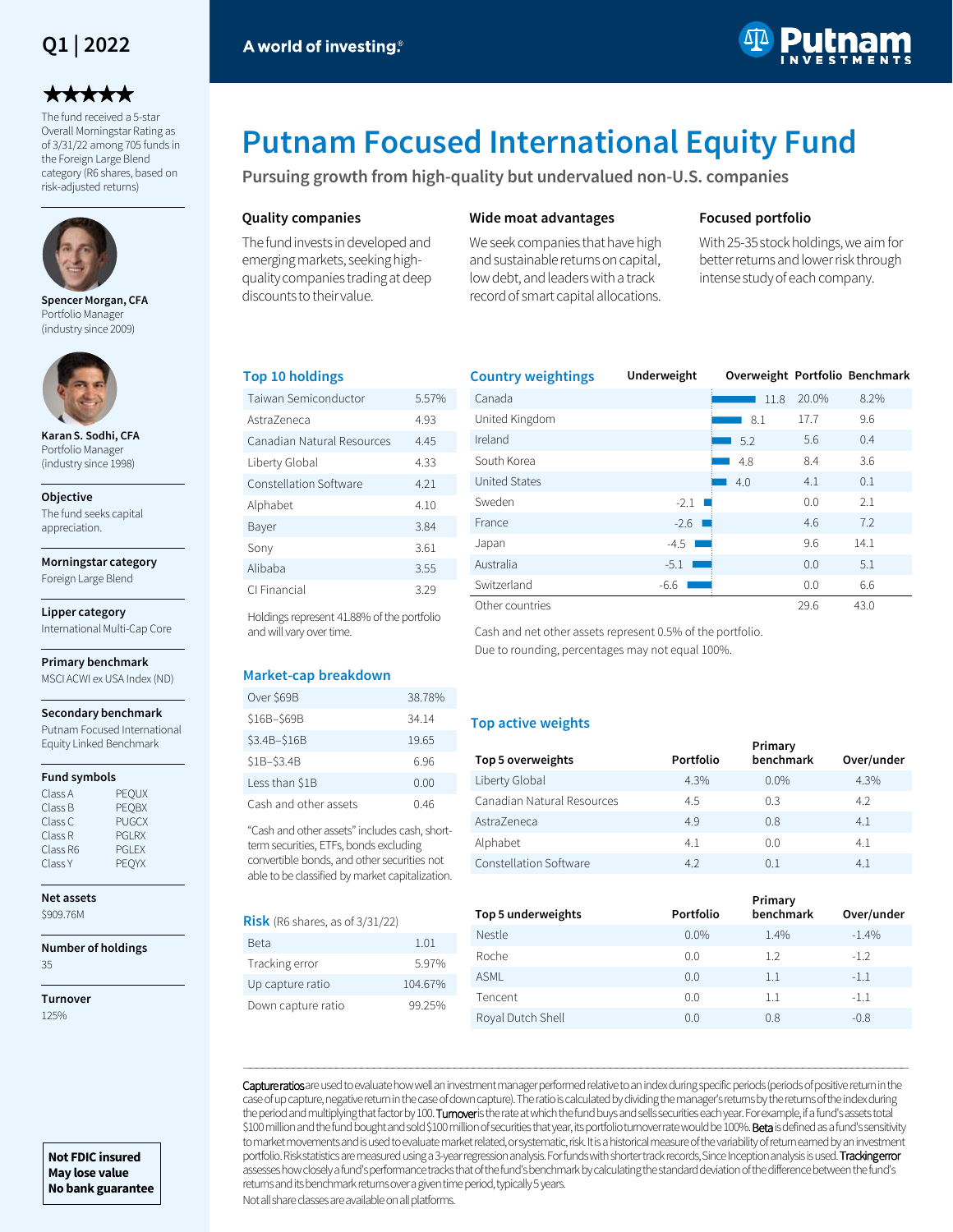Q1 | 2022

★★★★★

The fund received a 5-star Overall Morningstar Rating as of 3/31/22 among 705 funds in the Foreign Large Blend category (R6 shares, based on risk-adjusted returns)

**Spencer Morgan, CFA**
Portfolio Manager
(industry since 2009)

**Karan S. Sodhi, CFA**
Portfolio Manager
(industry since 1998)

**Objective**
The fund seeks capital appreciation.

**Morningstar category**
Foreign Large Blend

**Lipper category**
International Multi-Cap Core

**Primary benchmark**
MSCI ACWI ex USA Index (ND)

**Secondary benchmark**
Putnam Focused International Equity Linked Benchmark

**Fund symbols**

| Class | Symbol |
|---|---|
| Class A | PEQUX |
| Class B | PEQBX |
| Class C | PUGCX |
| Class R | PGLRX |
| Class R6 | PGLEX |
| Class Y | PEQYX |

**Net assets**
$909.76M

**Number of holdings**
35

**Turnover**
125%

**Not FDIC insured**
**May lose value**
**No bank guarantee**

A world of investing.®

# Putnam Focused International Equity Fund

**Pursuing growth from high-quality but undervalued non-U.S. companies**

### Quality companies

The fund invests in developed and emerging markets, seeking high-quality companies trading at deep discounts to their value.

### Wide moat advantages

We seek companies that have high and sustainable returns on capital, low debt, and leaders with a track record of smart capital allocations.

### Focused portfolio

With 25-35 stock holdings, we aim for better returns and lower risk through intense study of each company.

## Top 10 holdings

| Holding | % |
|---|---|
| Taiwan Semiconductor | 5.57% |
| AstraZeneca | 4.93 |
| Canadian Natural Resources | 4.45 |
| Liberty Global | 4.33 |
| Constellation Software | 4.21 |
| Alphabet | 4.10 |
| Bayer | 3.84 |
| Sony | 3.61 |
| Alibaba | 3.55 |
| CI Financial | 3.29 |

Holdings represent 41.88% of the portfolio and will vary over time.

## Market-cap breakdown

| Market cap | % |
|---|---|
| Over $69B | 38.78% |
| $16B–$69B | 34.14 |
| $3.4B–$16B | 19.65 |
| $1B–$3.4B | 6.96 |
| Less than $1B | 0.00 |
| Cash and other assets | 0.46 |

"Cash and other assets" includes cash, short-term securities, ETFs, bonds excluding convertible bonds, and other securities not able to be classified by market capitalization.

## Risk (R6 shares, as of 3/31/22)

| Measure | Value |
|---|---|
| Beta | 1.01 |
| Tracking error | 5.97% |
| Up capture ratio | 104.67% |
| Down capture ratio | 99.25% |

## Country weightings

| Country | Underweight/Overweight | Portfolio | Benchmark |
|---|---|---|---|
| Canada | 11.8 | 20.0% | 8.2% |
| United Kingdom | 8.1 | 17.7 | 9.6 |
| Ireland | 5.2 | 5.6 | 0.4 |
| South Korea | 4.8 | 8.4 | 3.6 |
| United States | 4.0 | 4.1 | 0.1 |
| Sweden | -2.1 | 0.0 | 2.1 |
| France | -2.6 | 4.6 | 7.2 |
| Japan | -4.5 | 9.6 | 14.1 |
| Australia | -5.1 | 0.0 | 5.1 |
| Switzerland | -6.6 | 0.0 | 6.6 |
| Other countries | | 29.6 | 43.0 |

Cash and net other assets represent 0.5% of the portfolio.
Due to rounding, percentages may not equal 100%.

## Top active weights

| Top 5 overweights | Portfolio | Primary benchmark | Over/under |
|---|---|---|---|
| Liberty Global | 4.3% | 0.0% | 4.3% |
| Canadian Natural Resources | 4.5 | 0.3 | 4.2 |
| AstraZeneca | 4.9 | 0.8 | 4.1 |
| Alphabet | 4.1 | 0.0 | 4.1 |
| Constellation Software | 4.2 | 0.1 | 4.1 |

| Top 5 underweights | Portfolio | Primary benchmark | Over/under |
|---|---|---|---|
| Nestle | 0.0% | 1.4% | -1.4% |
| Roche | 0.0 | 1.2 | -1.2 |
| ASML | 0.0 | 1.1 | -1.1 |
| Tencent | 0.0 | 1.1 | -1.1 |
| Royal Dutch Shell | 0.0 | 0.8 | -0.8 |

**Capture ratios** are used to evaluate how well an investment manager performed relative to an index during specific periods (periods of positive return in the case of up capture, negative return in the case of down capture). The ratio is calculated by dividing the manager's returns by the returns of the index during the period and multiplying that factor by 100. **Turnover** is the rate at which the fund buys and sells securities each year. For example, if a fund's assets total $100 million and the fund bought and sold $100 million of securities that year, its portfolio turnover rate would be 100%. **Beta** is defined as a fund's sensitivity to market movements and is used to evaluate market related, or systematic, risk. It is a historical measure of the variability of return earned by an investment portfolio. Risk statistics are measured using a 3-year regression analysis. For funds with shorter track records, Since Inception analysis is used. **Tracking error** assesses how closely a fund's performance tracks that of the fund's benchmark by calculating the standard deviation of the difference between the fund's returns and its benchmark returns over a given time period, typically 5 years.

Not all share classes are available on all platforms.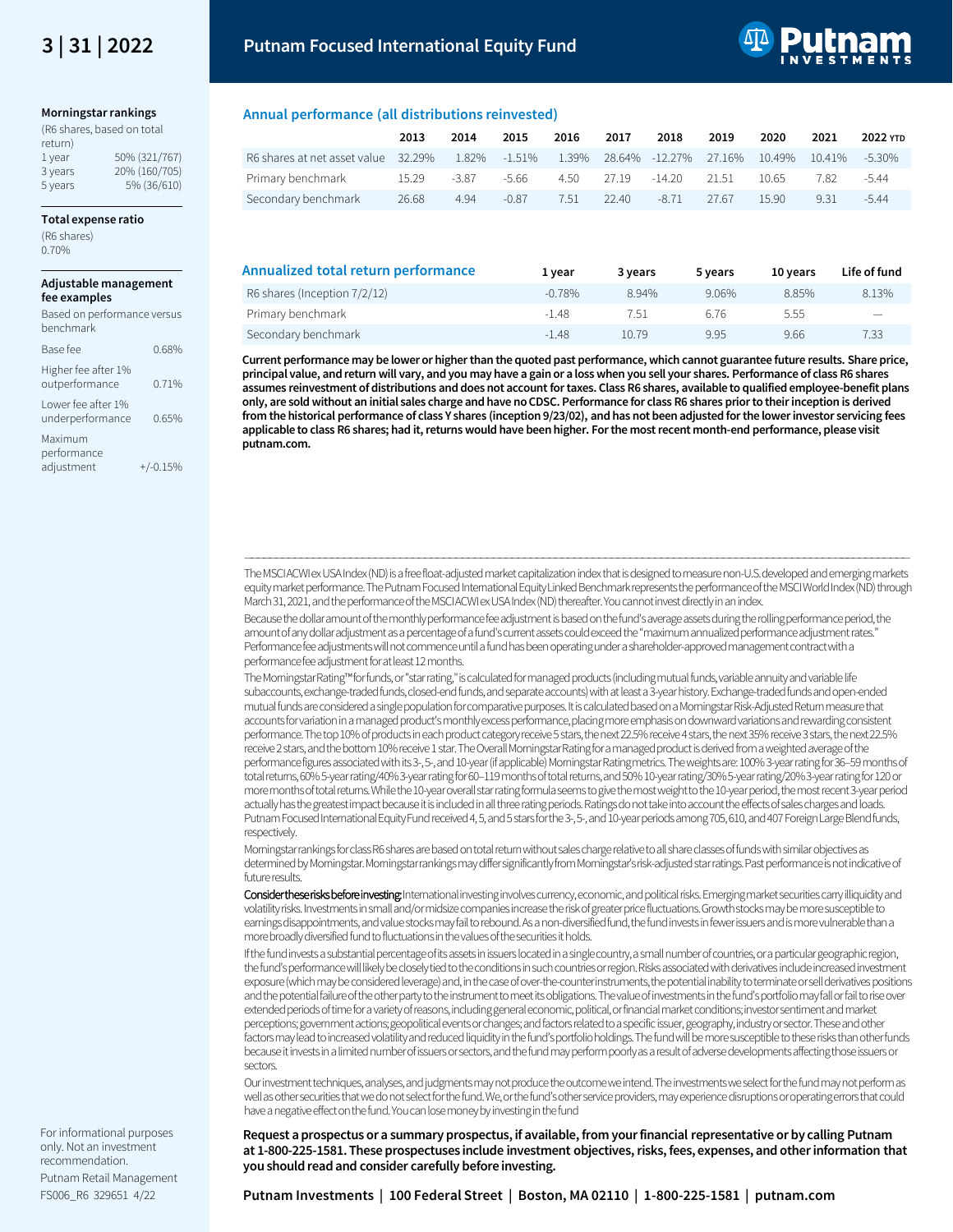# Putnam Focused International Equity Fund

3 | 31 | 2022

### Morningstar rankings

(R6 shares, based on total return)

| | |
|---|---|
| 1 year | 50% (321/767) |
| 3 years | 20% (160/705) |
| 5 years | 5% (36/610) |

### Total expense ratio

(R6 shares)
0.70%

### Adjustable management fee examples

Based on performance versus benchmark

| | |
|---|---|
| Base fee | 0.68% |
| Higher fee after 1% outperformance | 0.71% |
| Lower fee after 1% underperformance | 0.65% |
| Maximum performance adjustment | +/-0.15% |

## Annual performance (all distributions reinvested)

| | 2013 | 2014 | 2015 | 2016 | 2017 | 2018 | 2019 | 2020 | 2021 | 2022 YTD |
|---|---|---|---|---|---|---|---|---|---|---|
| R6 shares at net asset value | 32.29% | 1.82% | -1.51% | 1.39% | 28.64% | -12.27% | 27.16% | 10.49% | 10.41% | -5.30% |
| Primary benchmark | 15.29 | -3.87 | -5.66 | 4.50 | 27.19 | -14.20 | 21.51 | 10.65 | 7.82 | -5.44 |
| Secondary benchmark | 26.68 | 4.94 | -0.87 | 7.51 | 22.40 | -8.71 | 27.67 | 15.90 | 9.31 | -5.44 |

## Annualized total return performance

| | 1 year | 3 years | 5 years | 10 years | Life of fund |
|---|---|---|---|---|---|
| R6 shares (Inception 7/2/12) | -0.78% | 8.94% | 9.06% | 8.85% | 8.13% |
| Primary benchmark | -1.48 | 7.51 | 6.76 | 5.55 | — |
| Secondary benchmark | -1.48 | 10.79 | 9.95 | 9.66 | 7.33 |

**Current performance may be lower or higher than the quoted past performance, which cannot guarantee future results. Share price, principal value, and return will vary, and you may have a gain or a loss when you sell your shares. Performance of class R6 shares assumes reinvestment of distributions and does not account for taxes. Class R6 shares, available to qualified employee-benefit plans only, are sold without an initial sales charge and have no CDSC. Performance for class R6 shares prior to their inception is derived from the historical performance of class Y shares (inception 9/23/02), and has not been adjusted for the lower investor servicing fees applicable to class R6 shares; had it, returns would have been higher. For the most recent month-end performance, please visit putnam.com.**

---

The MSCI ACWI ex USA Index (ND) is a free float-adjusted market capitalization index that is designed to measure non-U.S. developed and emerging markets equity market performance. The Putnam Focused International Equity Linked Benchmark represents the performance of the MSCI World Index (ND) through March 31, 2021, and the performance of the MSCI ACWI ex USA Index (ND) thereafter. You cannot invest directly in an index.

Because the dollar amount of the monthly performance fee adjustment is based on the fund's average assets during the rolling performance period, the amount of any dollar adjustment as a percentage of a fund's current assets could exceed the "maximum annualized performance adjustment rates." Performance fee adjustments will not commence until a fund has been operating under a shareholder-approved management contract with a performance fee adjustment for at least 12 months.

The Morningstar Rating™ for funds, or "star rating," is calculated for managed products (including mutual funds, variable annuity and variable life subaccounts, exchange-traded funds, closed-end funds, and separate accounts) with at least a 3-year history. Exchange-traded funds and open-ended mutual funds are considered a single population for comparative purposes. It is calculated based on a Morningstar Risk-Adjusted Return measure that accounts for variation in a managed product's monthly excess performance, placing more emphasis on downward variations and rewarding consistent performance. The top 10% of products in each product category receive 5 stars, the next 22.5% receive 4 stars, the next 35% receive 3 stars, the next 22.5% receive 2 stars, and the bottom 10% receive 1 star. The Overall Morningstar Rating for a managed product is derived from a weighted average of the performance figures associated with its 3-, 5-, and 10-year (if applicable) Morningstar Rating metrics. The weights are: 100% 3-year rating for 36–59 months of total returns, 60% 5-year rating/40% 3-year rating for 60–119 months of total returns, and 50% 10-year rating/30% 5-year rating/20% 3-year rating for 120 or more months of total returns. While the 10-year overall star rating formula seems to give the most weight to the 10-year period, the most recent 3-year period actually has the greatest impact because it is included in all three rating periods. Ratings do not take into account the effects of sales charges and loads. Putnam Focused International Equity Fund received 4, 5, and 5 stars for the 3-, 5-, and 10-year periods among 705, 610, and 407 Foreign Large Blend funds, respectively.

Morningstar rankings for class R6 shares are based on total return without sales charge relative to all share classes of funds with similar objectives as determined by Morningstar. Morningstar rankings may differ significantly from Morningstar's risk-adjusted star ratings. Past performance is not indicative of future results.

**Consider these risks before investing:** International investing involves currency, economic, and political risks. Emerging market securities carry illiquidity and volatility risks. Investments in small and/or midsize companies increase the risk of greater price fluctuations. Growth stocks may be more susceptible to earnings disappointments, and value stocks may fail to rebound. As a non-diversified fund, the fund invests in fewer issuers and is more vulnerable than a more broadly diversified fund to fluctuations in the values of the securities it holds.

If the fund invests a substantial percentage of its assets in issuers located in a single country, a small number of countries, or a particular geographic region, the fund's performance will likely be closely tied to the conditions in such countries or region. Risks associated with derivatives include increased investment exposure (which may be considered leverage) and, in the case of over-the-counter instruments, the potential inability to terminate or sell derivatives positions and the potential failure of the other party to the instrument to meet its obligations. The value of investments in the fund's portfolio may fall or fail to rise over extended periods of time for a variety of reasons, including general economic, political, or financial market conditions; investor sentiment and market perceptions; government actions; geopolitical events or changes; and factors related to a specific issuer, geography, industry or sector. These and other factors may lead to increased volatility and reduced liquidity in the fund's portfolio holdings. The fund will be more susceptible to these risks than other funds because it invests in a limited number of issuers or sectors, and the fund may perform poorly as a result of adverse developments affecting those issuers or sectors.

Our investment techniques, analyses, and judgments may not produce the outcome we intend. The investments we select for the fund may not perform as well as other securities that we do not select for the fund. We, or the fund's other service providers, may experience disruptions or operating errors that could have a negative effect on the fund. You can lose money by investing in the fund

**Request a prospectus or a summary prospectus, if available, from your financial representative or by calling Putnam at 1-800-225-1581. These prospectuses include investment objectives, risks, fees, expenses, and other information that you should read and consider carefully before investing.**

For informational purposes only. Not an investment recommendation.

Putnam Retail Management

FS006_R6 329651 4/22

**Putnam Investments | 100 Federal Street | Boston, MA 02110 | 1-800-225-1581 | putnam.com**